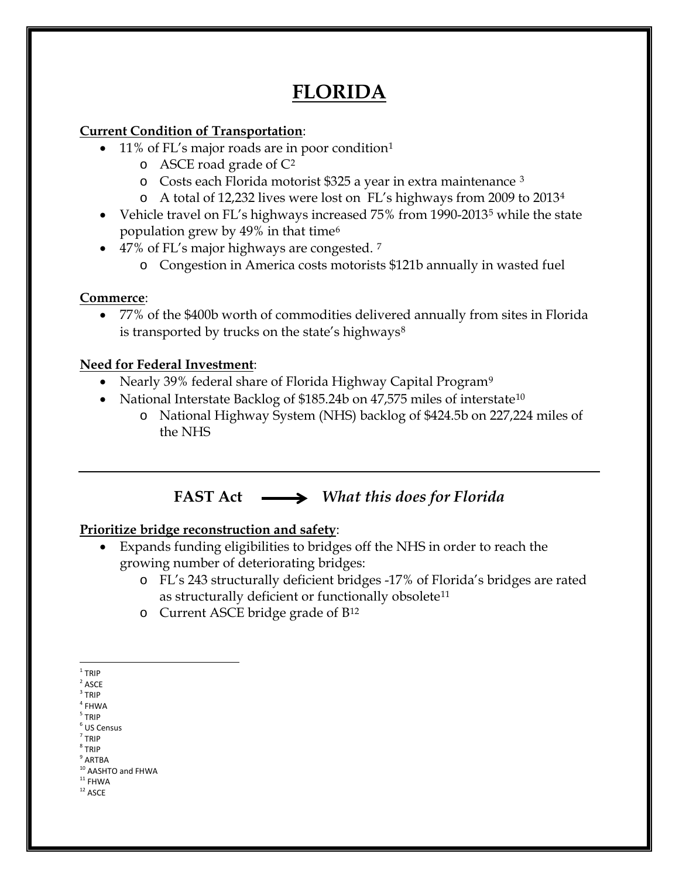# FLORIDA

**Current Condition of Transportation**:

- 11% of FL's major roads are in poor condition[1]
    - ASCE road grade of C[2]
    - Costs each Florida motorist $325 a year in extra maintenance [3]
    - A total of 12,232 lives were lost on FL's highways from 2009 to 2013[4]
- Vehicle travel on FL's highways increased 75% from 1990-2013[5] while the state population grew by 49% in that time[6]
- 47% of FL's major highways are congested. [7]
    - Congestion in America costs motorists $121b annually in wasted fuel

**Commerce**:

- 77% of the $400b worth of commodities delivered annually from sites in Florida is transported by trucks on the state's highways[8]

**Need for Federal Investment**:

- Nearly 39% federal share of Florida Highway Capital Program[9]
- National Interstate Backlog of $185.24b on 47,575 miles of interstate[10]
    - National Highway System (NHS) backlog of $424.5b on 227,224 miles of the NHS

---

## FAST Act ⟶ *What this does for Florida*

**Prioritize bridge reconstruction and safety**:

- Expands funding eligibilities to bridges off the NHS in order to reach the growing number of deteriorating bridges:
    - FL's 243 structurally deficient bridges -17% of Florida's bridges are rated as structurally deficient or functionally obsolete[11]
    - Current ASCE bridge grade of B[12]

---

[1] TRIP
[2] ASCE
[3] TRIP
[4] FHWA
[5] TRIP
[6] US Census
[7] TRIP
[8] TRIP
[9] ARTBA
[10] AASHTO and FHWA
[11] FHWA
[12] ASCE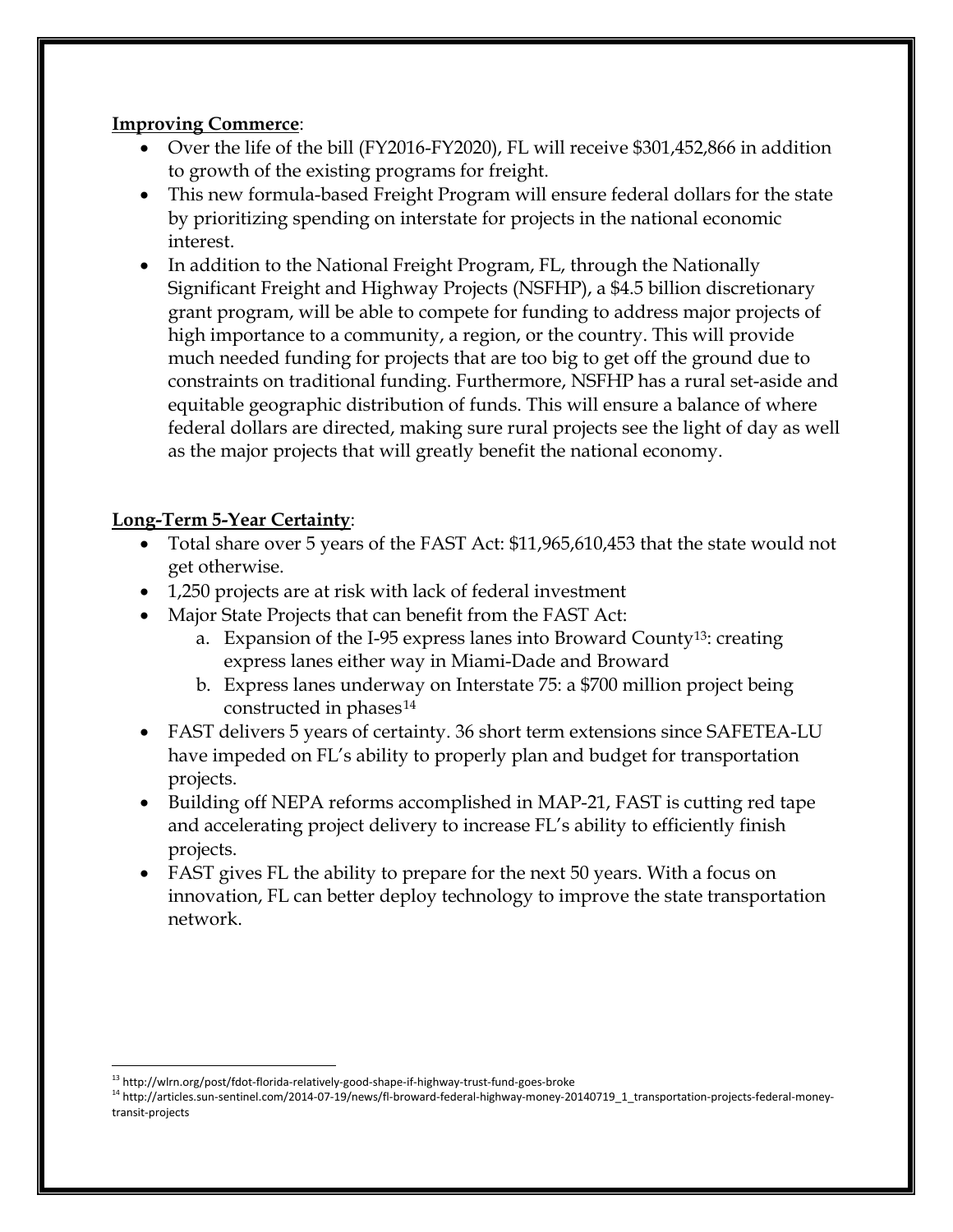**Improving Commerce**:

- Over the life of the bill (FY2016-FY2020), FL will receive $301,452,866 in addition to growth of the existing programs for freight.
- This new formula-based Freight Program will ensure federal dollars for the state by prioritizing spending on interstate for projects in the national economic interest.
- In addition to the National Freight Program, FL, through the Nationally Significant Freight and Highway Projects (NSFHP), a $4.5 billion discretionary grant program, will be able to compete for funding to address major projects of high importance to a community, a region, or the country. This will provide much needed funding for projects that are too big to get off the ground due to constraints on traditional funding. Furthermore, NSFHP has a rural set-aside and equitable geographic distribution of funds. This will ensure a balance of where federal dollars are directed, making sure rural projects see the light of day as well as the major projects that will greatly benefit the national economy.

**Long-Term 5-Year Certainty**:

- Total share over 5 years of the FAST Act: $11,965,610,453 that the state would not get otherwise.
- 1,250 projects are at risk with lack of federal investment
- Major State Projects that can benefit from the FAST Act:
  a. Expansion of the I-95 express lanes into Broward County[13]: creating express lanes either way in Miami-Dade and Broward
  b. Express lanes underway on Interstate 75: a $700 million project being constructed in phases[14]
- FAST delivers 5 years of certainty. 36 short term extensions since SAFETEA-LU have impeded on FL's ability to properly plan and budget for transportation projects.
- Building off NEPA reforms accomplished in MAP-21, FAST is cutting red tape and accelerating project delivery to increase FL's ability to efficiently finish projects.
- FAST gives FL the ability to prepare for the next 50 years. With a focus on innovation, FL can better deploy technology to improve the state transportation network.

---

[13] http://wlrn.org/post/fdot-florida-relatively-good-shape-if-highway-trust-fund-goes-broke

[14] http://articles.sun-sentinel.com/2014-07-19/news/fl-broward-federal-highway-money-20140719_1_transportation-projects-federal-money-transit-projects